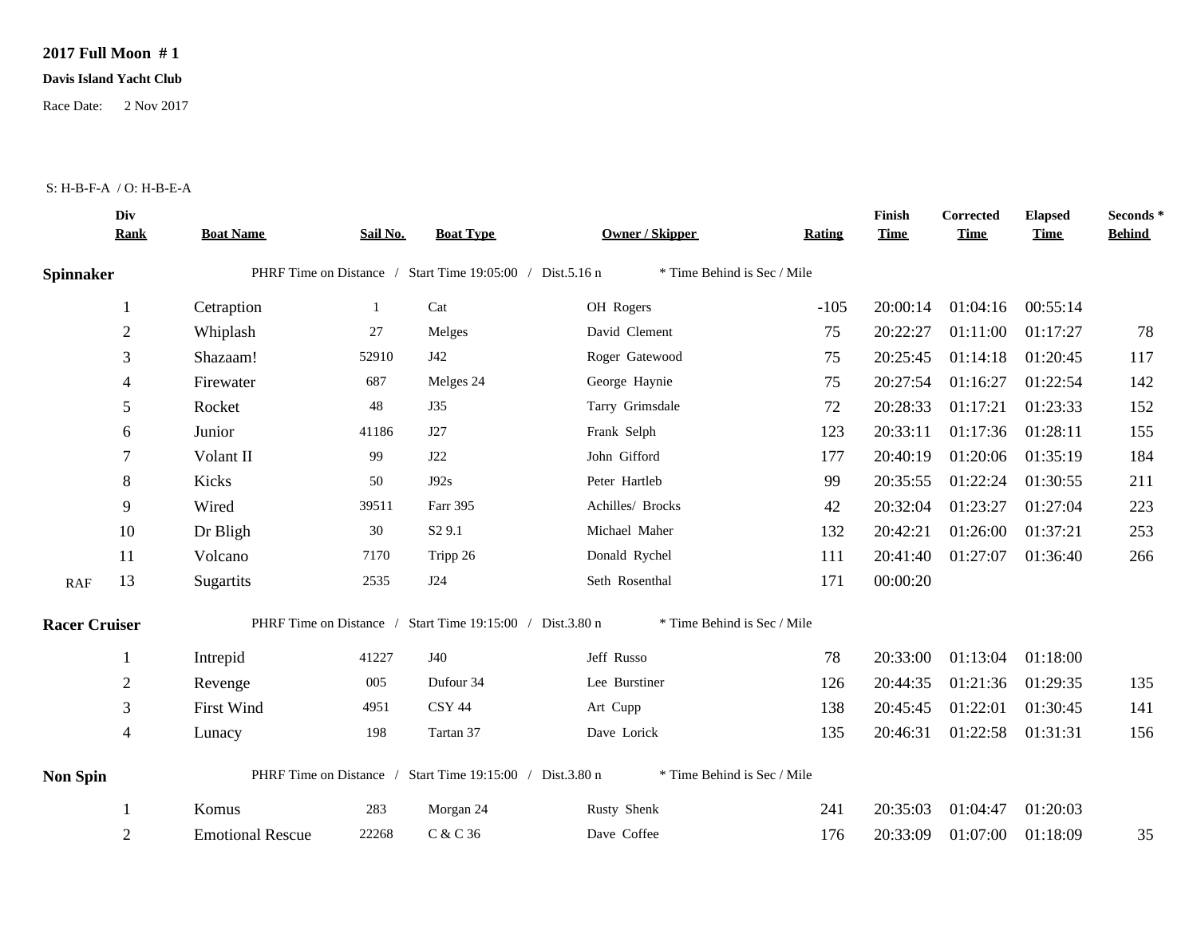**2017 Full Moon # 1**

**Davis Island Yacht Club**

Race Date: 2 Nov 2017

S: H-B-F-A / O: H-B-E-A

| | Div Rank | Boat Name | Sail No. | Boat Type | Owner / Skipper | Rating | Finish Time | Corrected Time | Elapsed Time | Seconds * Behind |
|---|---|---|---|---|---|---|---|---|---|---|
| **Spinnaker** | | PHRF Time on Distance / Start Time 19:05:00 / Dist.5.16 n | | | * Time Behind is Sec / Mile | | | | | |
| | 1 | Cetraption | 1 | Cat | OH Rogers | -105 | 20:00:14 | 01:04:16 | 00:55:14 | |
| | 2 | Whiplash | 27 | Melges | David Clement | 75 | 20:22:27 | 01:11:00 | 01:17:27 | 78 |
| | 3 | Shazaam! | 52910 | J42 | Roger Gatewood | 75 | 20:25:45 | 01:14:18 | 01:20:45 | 117 |
| | 4 | Firewater | 687 | Melges 24 | George Haynie | 75 | 20:27:54 | 01:16:27 | 01:22:54 | 142 |
| | 5 | Rocket | 48 | J35 | Tarry Grimsdale | 72 | 20:28:33 | 01:17:21 | 01:23:33 | 152 |
| | 6 | Junior | 41186 | J27 | Frank Selph | 123 | 20:33:11 | 01:17:36 | 01:28:11 | 155 |
| | 7 | Volant II | 99 | J22 | John Gifford | 177 | 20:40:19 | 01:20:06 | 01:35:19 | 184 |
| | 8 | Kicks | 50 | J92s | Peter Hartleb | 99 | 20:35:55 | 01:22:24 | 01:30:55 | 211 |
| | 9 | Wired | 39511 | Farr 395 | Achilles/ Brocks | 42 | 20:32:04 | 01:23:27 | 01:27:04 | 223 |
| | 10 | Dr Bligh | 30 | S2 9.1 | Michael Maher | 132 | 20:42:21 | 01:26:00 | 01:37:21 | 253 |
| | 11 | Volcano | 7170 | Tripp 26 | Donald Rychel | 111 | 20:41:40 | 01:27:07 | 01:36:40 | 266 |
| RAF | 13 | Sugartits | 2535 | J24 | Seth Rosenthal | 171 | 00:00:20 | | | |
| **Racer Cruiser** | | PHRF Time on Distance / Start Time 19:15:00 / Dist.3.80 n | | | * Time Behind is Sec / Mile | | | | | |
| | 1 | Intrepid | 41227 | J40 | Jeff Russo | 78 | 20:33:00 | 01:13:04 | 01:18:00 | |
| | 2 | Revenge | 005 | Dufour 34 | Lee Burstiner | 126 | 20:44:35 | 01:21:36 | 01:29:35 | 135 |
| | 3 | First Wind | 4951 | CSY 44 | Art Cupp | 138 | 20:45:45 | 01:22:01 | 01:30:45 | 141 |
| | 4 | Lunacy | 198 | Tartan 37 | Dave Lorick | 135 | 20:46:31 | 01:22:58 | 01:31:31 | 156 |
| **Non Spin** | | PHRF Time on Distance / Start Time 19:15:00 / Dist.3.80 n | | | * Time Behind is Sec / Mile | | | | | |
| | 1 | Komus | 283 | Morgan 24 | Rusty Shenk | 241 | 20:35:03 | 01:04:47 | 01:20:03 | |
| | 2 | Emotional Rescue | 22268 | C & C 36 | Dave Coffee | 176 | 20:33:09 | 01:07:00 | 01:18:09 | 35 |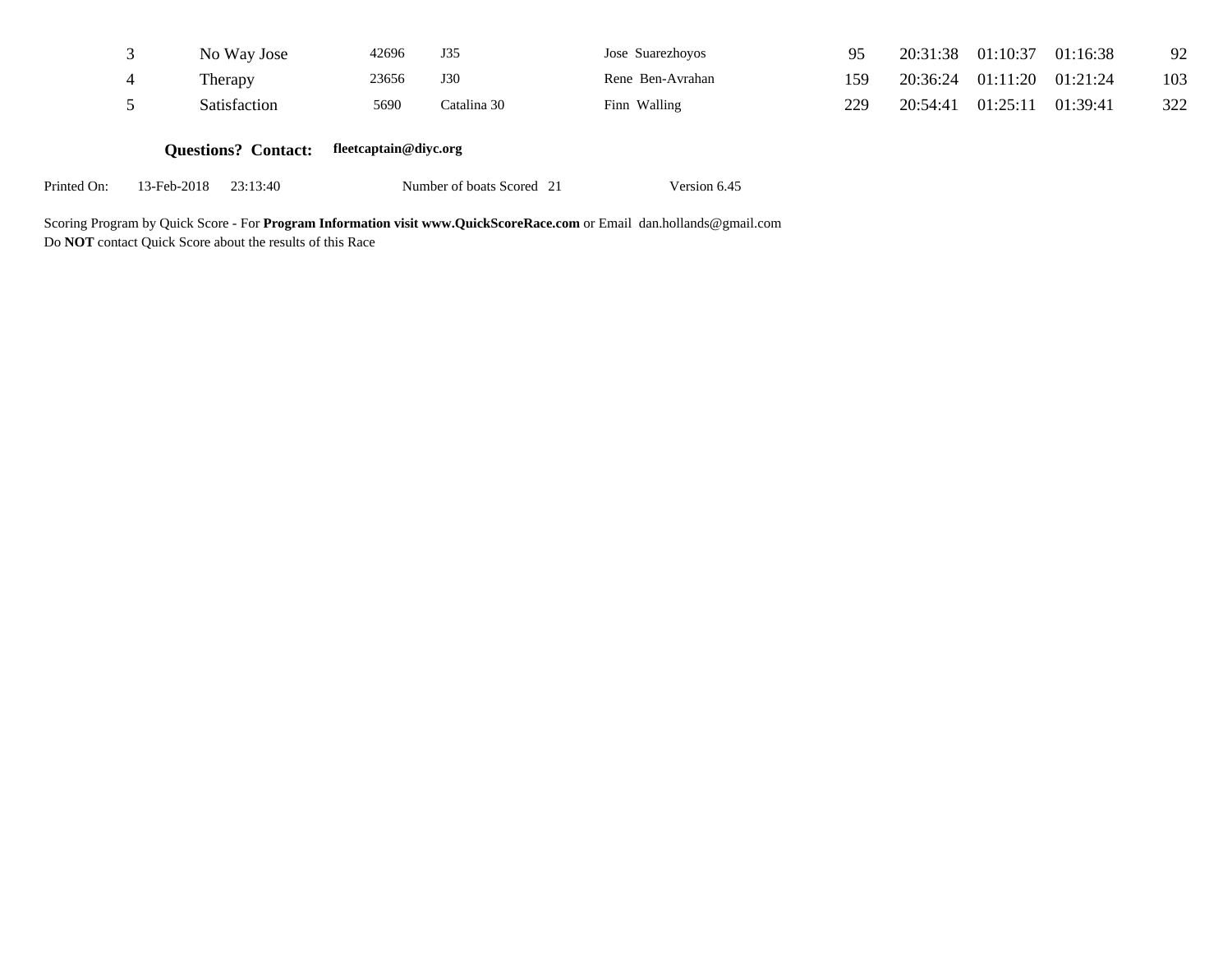| | | | | | | | | | |
|---|---|---|---|---|---|---|---|---|---|
| 3 | No Way Jose | 42696 | J35 | Jose Suarezhoyos | 95 | 20:31:38 | 01:10:37 | 01:16:38 | 92 |
| 4 | Therapy | 23656 | J30 | Rene Ben-Avrahan | 159 | 20:36:24 | 01:11:20 | 01:21:24 | 103 |
| 5 | Satisfaction | 5690 | Catalina 30 | Finn Walling | 229 | 20:54:41 | 01:25:11 | 01:39:41 | 322 |

**Questions? Contact:** **fleetcaptain@diyc.org**

Printed On: 13-Feb-2018 23:13:40 Number of boats Scored 21 Version 6.45

Scoring Program by Quick Score - For **Program Information visit www.QuickScoreRace.com** or Email dan.hollands@gmail.com
Do **NOT** contact Quick Score about the results of this Race